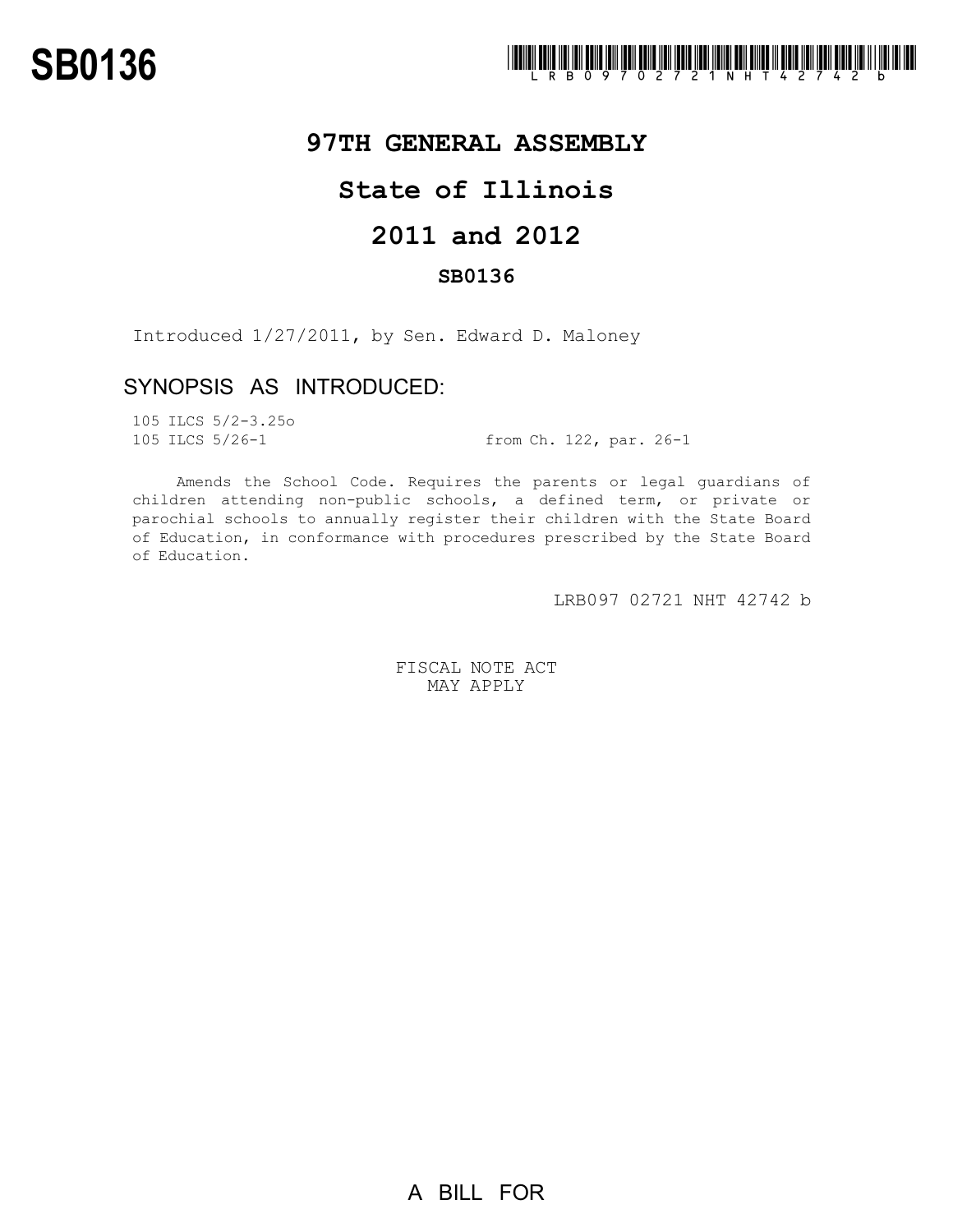# SB0136

LRB09702721NHT42742b

## 97TH GENERAL ASSEMBLY

## State of Illinois

## 2011 and 2012

### SB0136

Introduced 1/27/2011, by Sen. Edward D. Maloney

## SYNOPSIS AS INTRODUCED:

105 ILCS 5/2-3.25o
105 ILCS 5/26-1 from Ch. 122, par. 26-1

Amends the School Code. Requires the parents or legal guardians of children attending non-public schools, a defined term, or private or parochial schools to annually register their children with the State Board of Education, in conformance with procedures prescribed by the State Board of Education.

LRB097 02721 NHT 42742 b

FISCAL NOTE ACT
MAY APPLY

A BILL FOR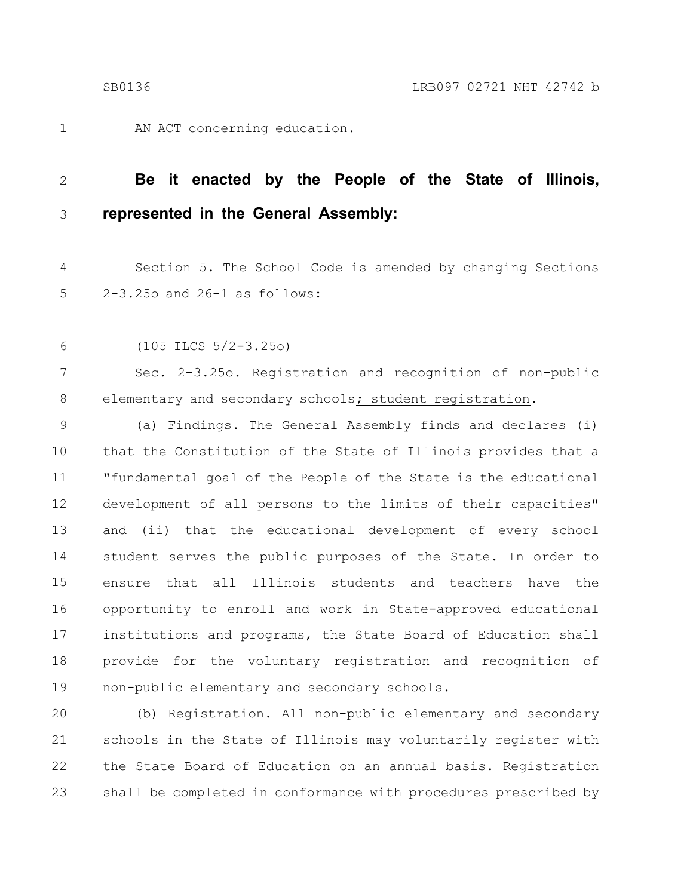AN ACT concerning education.

**Be it enacted by the People of the State of Illinois, represented in the General Assembly:**

Section 5. The School Code is amended by changing Sections 2-3.25o and 26-1 as follows:

(105 ILCS 5/2-3.25o)

Sec. 2-3.25o. Registration and recognition of non-public elementary and secondary schools<u>; student registration</u>.

(a) Findings. The General Assembly finds and declares (i) that the Constitution of the State of Illinois provides that a "fundamental goal of the People of the State is the educational development of all persons to the limits of their capacities" and (ii) that the educational development of every school student serves the public purposes of the State. In order to ensure that all Illinois students and teachers have the opportunity to enroll and work in State-approved educational institutions and programs, the State Board of Education shall provide for the voluntary registration and recognition of non-public elementary and secondary schools.

(b) Registration. All non-public elementary and secondary schools in the State of Illinois may voluntarily register with the State Board of Education on an annual basis. Registration shall be completed in conformance with procedures prescribed by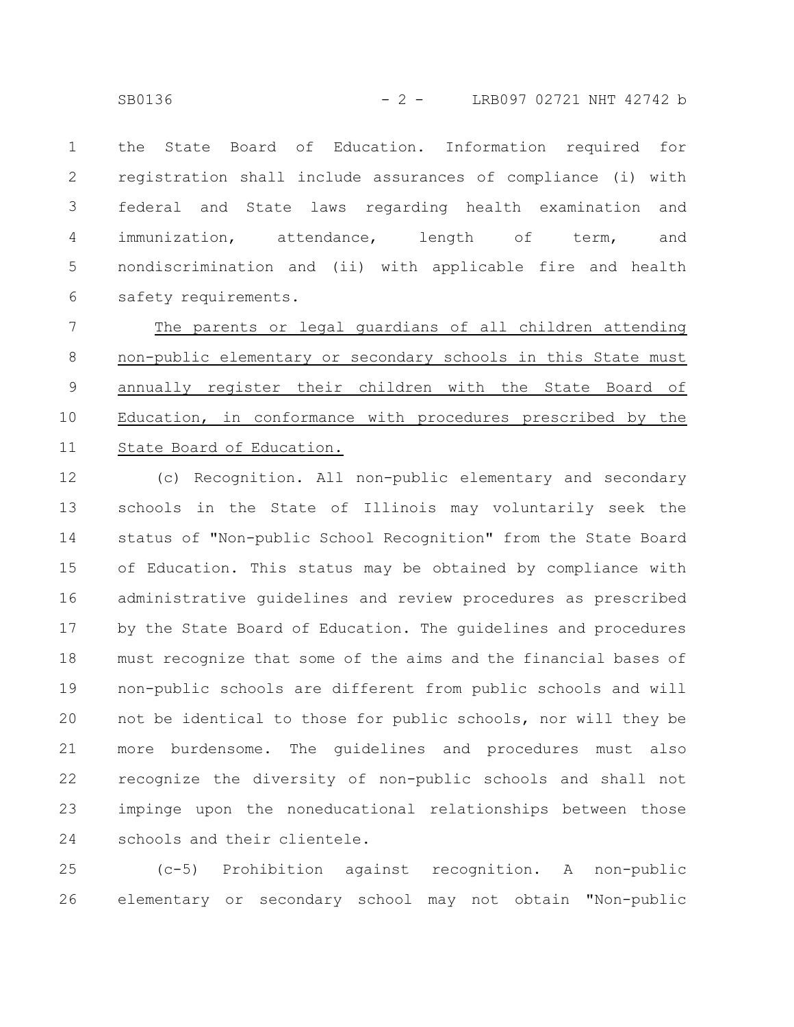the State Board of Education. Information required for registration shall include assurances of compliance (i) with federal and State laws regarding health examination and immunization, attendance, length of term, and nondiscrimination and (ii) with applicable fire and health safety requirements.

<u>The parents or legal guardians of all children attending non-public elementary or secondary schools in this State must annually register their children with the State Board of Education, in conformance with procedures prescribed by the State Board of Education.</u>

(c) Recognition. All non-public elementary and secondary schools in the State of Illinois may voluntarily seek the status of "Non-public School Recognition" from the State Board of Education. This status may be obtained by compliance with administrative guidelines and review procedures as prescribed by the State Board of Education. The guidelines and procedures must recognize that some of the aims and the financial bases of non-public schools are different from public schools and will not be identical to those for public schools, nor will they be more burdensome. The guidelines and procedures must also recognize the diversity of non-public schools and shall not impinge upon the noneducational relationships between those schools and their clientele.

(c-5) Prohibition against recognition. A non-public elementary or secondary school may not obtain "Non-public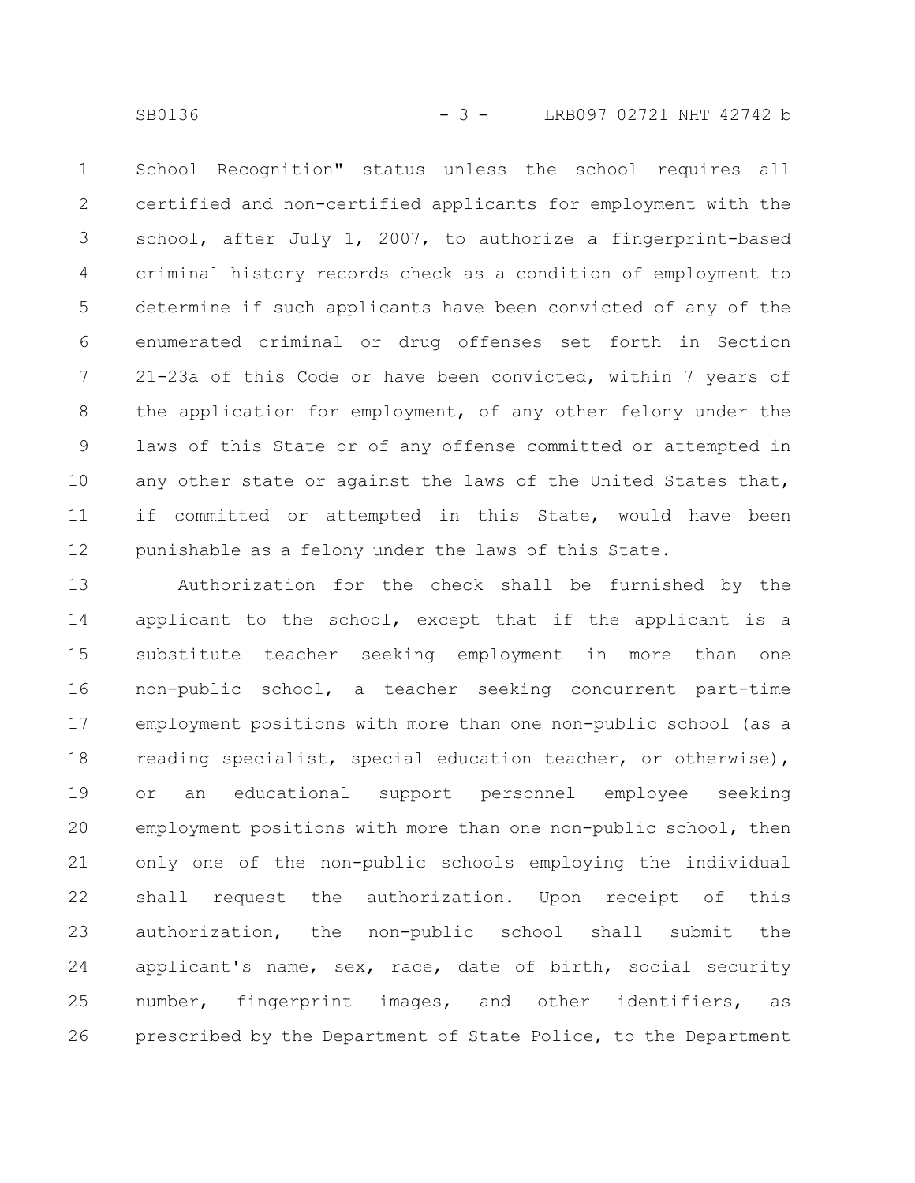School Recognition" status unless the school requires all certified and non-certified applicants for employment with the school, after July 1, 2007, to authorize a fingerprint-based criminal history records check as a condition of employment to determine if such applicants have been convicted of any of the enumerated criminal or drug offenses set forth in Section 21-23a of this Code or have been convicted, within 7 years of the application for employment, of any other felony under the laws of this State or of any offense committed or attempted in any other state or against the laws of the United States that, if committed or attempted in this State, would have been punishable as a felony under the laws of this State.

Authorization for the check shall be furnished by the applicant to the school, except that if the applicant is a substitute teacher seeking employment in more than one non-public school, a teacher seeking concurrent part-time employment positions with more than one non-public school (as a reading specialist, special education teacher, or otherwise), or an educational support personnel employee seeking employment positions with more than one non-public school, then only one of the non-public schools employing the individual shall request the authorization. Upon receipt of this authorization, the non-public school shall submit the applicant's name, sex, race, date of birth, social security number, fingerprint images, and other identifiers, as prescribed by the Department of State Police, to the Department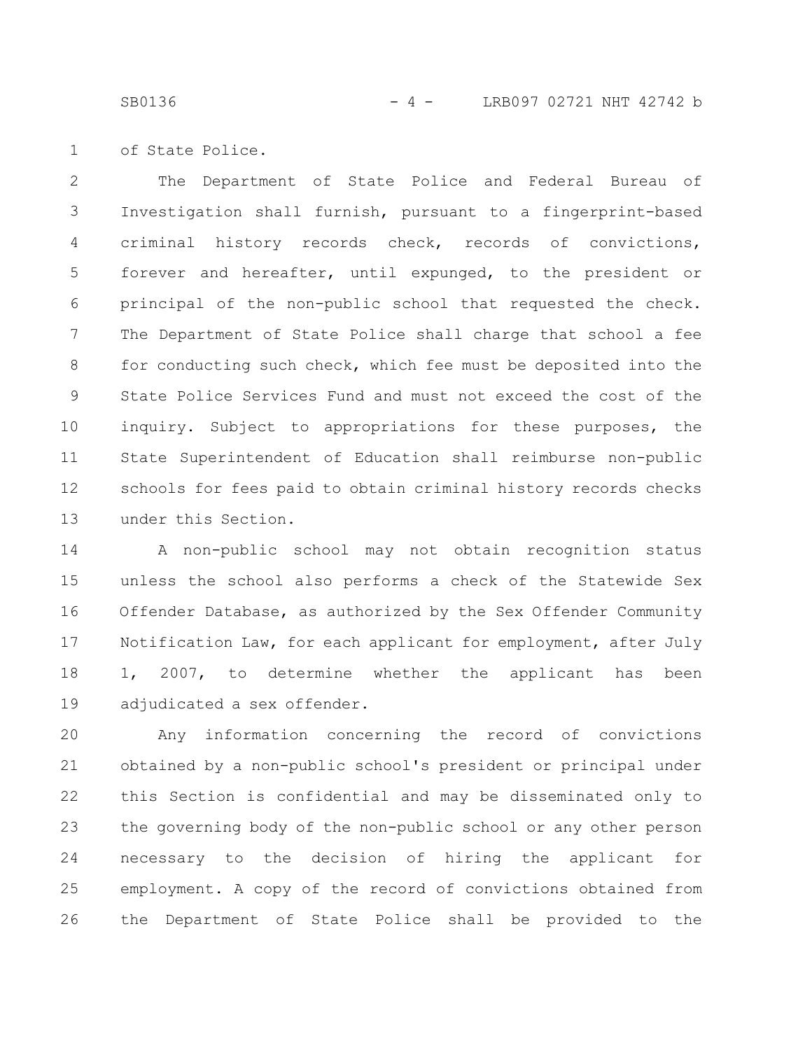of State Police.

The Department of State Police and Federal Bureau of Investigation shall furnish, pursuant to a fingerprint-based criminal history records check, records of convictions, forever and hereafter, until expunged, to the president or principal of the non-public school that requested the check. The Department of State Police shall charge that school a fee for conducting such check, which fee must be deposited into the State Police Services Fund and must not exceed the cost of the inquiry. Subject to appropriations for these purposes, the State Superintendent of Education shall reimburse non-public schools for fees paid to obtain criminal history records checks under this Section.

A non-public school may not obtain recognition status unless the school also performs a check of the Statewide Sex Offender Database, as authorized by the Sex Offender Community Notification Law, for each applicant for employment, after July 1, 2007, to determine whether the applicant has been adjudicated a sex offender.

Any information concerning the record of convictions obtained by a non-public school's president or principal under this Section is confidential and may be disseminated only to the governing body of the non-public school or any other person necessary to the decision of hiring the applicant for employment. A copy of the record of convictions obtained from the Department of State Police shall be provided to the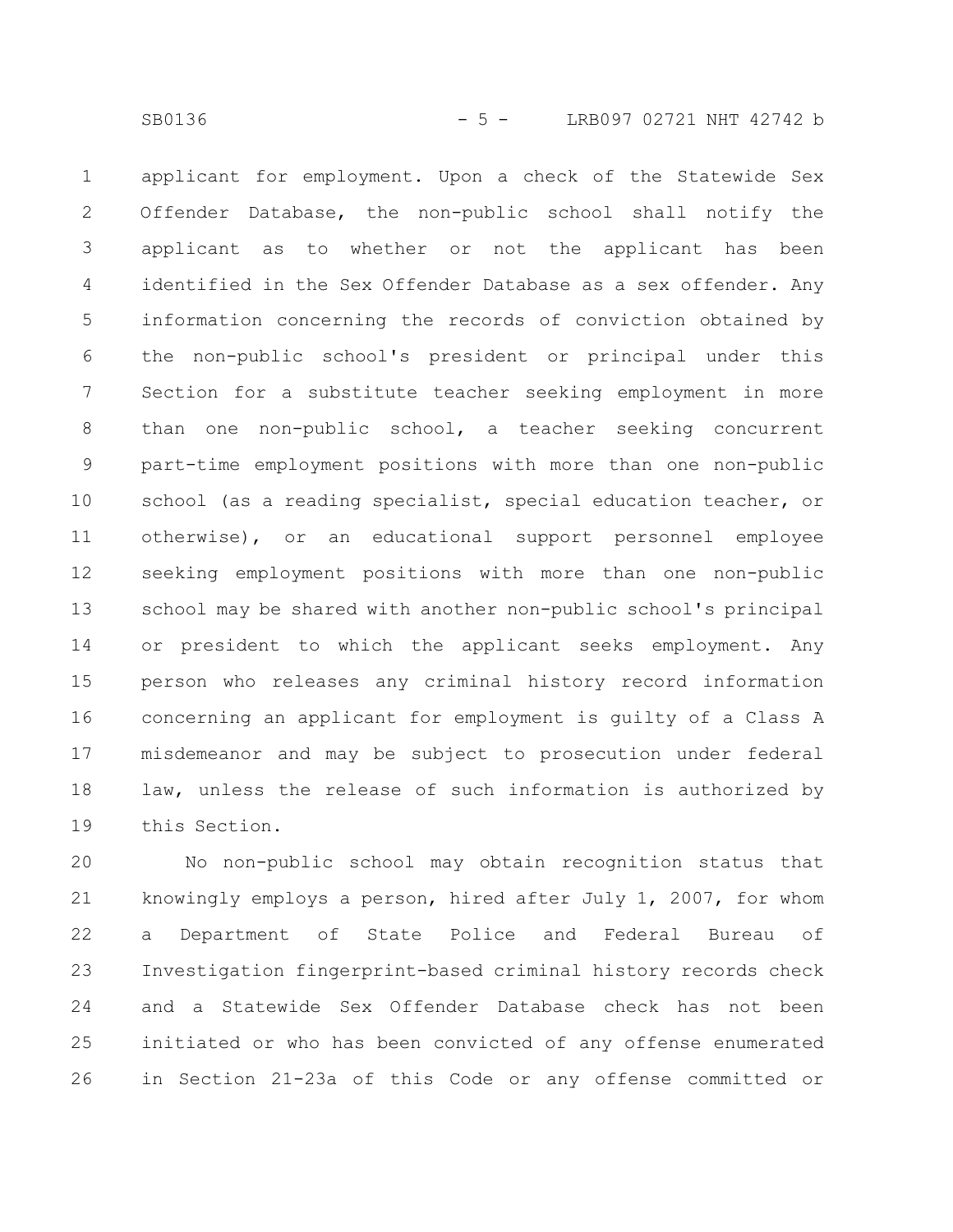applicant for employment. Upon a check of the Statewide Sex Offender Database, the non-public school shall notify the applicant as to whether or not the applicant has been identified in the Sex Offender Database as a sex offender. Any information concerning the records of conviction obtained by the non-public school's president or principal under this Section for a substitute teacher seeking employment in more than one non-public school, a teacher seeking concurrent part-time employment positions with more than one non-public school (as a reading specialist, special education teacher, or otherwise), or an educational support personnel employee seeking employment positions with more than one non-public school may be shared with another non-public school's principal or president to which the applicant seeks employment. Any person who releases any criminal history record information concerning an applicant for employment is guilty of a Class A misdemeanor and may be subject to prosecution under federal law, unless the release of such information is authorized by this Section.

No non-public school may obtain recognition status that knowingly employs a person, hired after July 1, 2007, for whom a Department of State Police and Federal Bureau of Investigation fingerprint-based criminal history records check and a Statewide Sex Offender Database check has not been initiated or who has been convicted of any offense enumerated in Section 21-23a of this Code or any offense committed or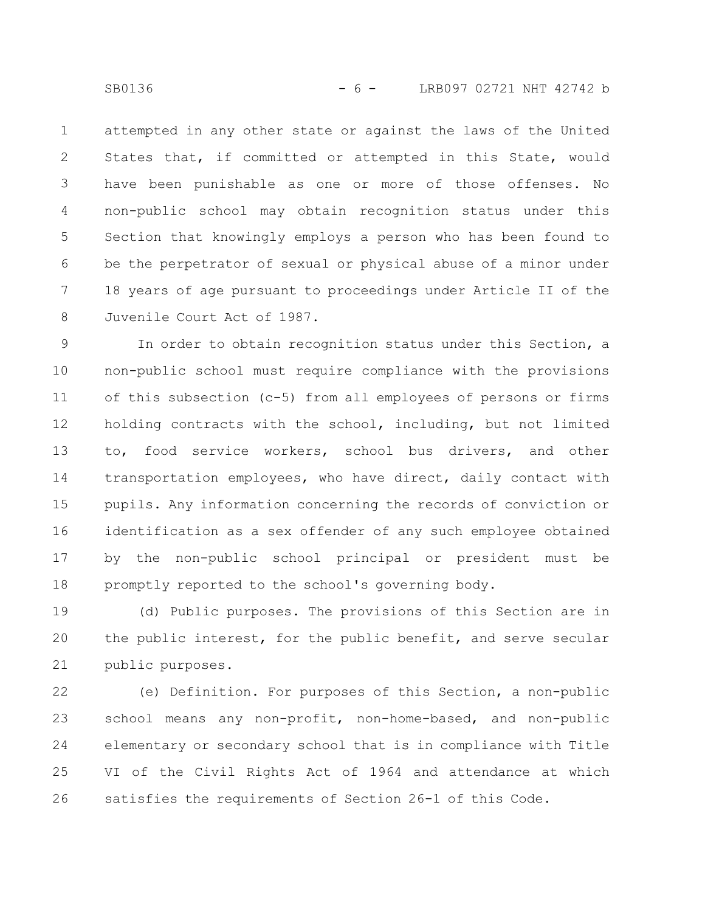attempted in any other state or against the laws of the United States that, if committed or attempted in this State, would have been punishable as one or more of those offenses. No non-public school may obtain recognition status under this Section that knowingly employs a person who has been found to be the perpetrator of sexual or physical abuse of a minor under 18 years of age pursuant to proceedings under Article II of the Juvenile Court Act of 1987.

In order to obtain recognition status under this Section, a non-public school must require compliance with the provisions of this subsection (c-5) from all employees of persons or firms holding contracts with the school, including, but not limited to, food service workers, school bus drivers, and other transportation employees, who have direct, daily contact with pupils. Any information concerning the records of conviction or identification as a sex offender of any such employee obtained by the non-public school principal or president must be promptly reported to the school's governing body.

(d) Public purposes. The provisions of this Section are in the public interest, for the public benefit, and serve secular public purposes.

(e) Definition. For purposes of this Section, a non-public school means any non-profit, non-home-based, and non-public elementary or secondary school that is in compliance with Title VI of the Civil Rights Act of 1964 and attendance at which satisfies the requirements of Section 26-1 of this Code.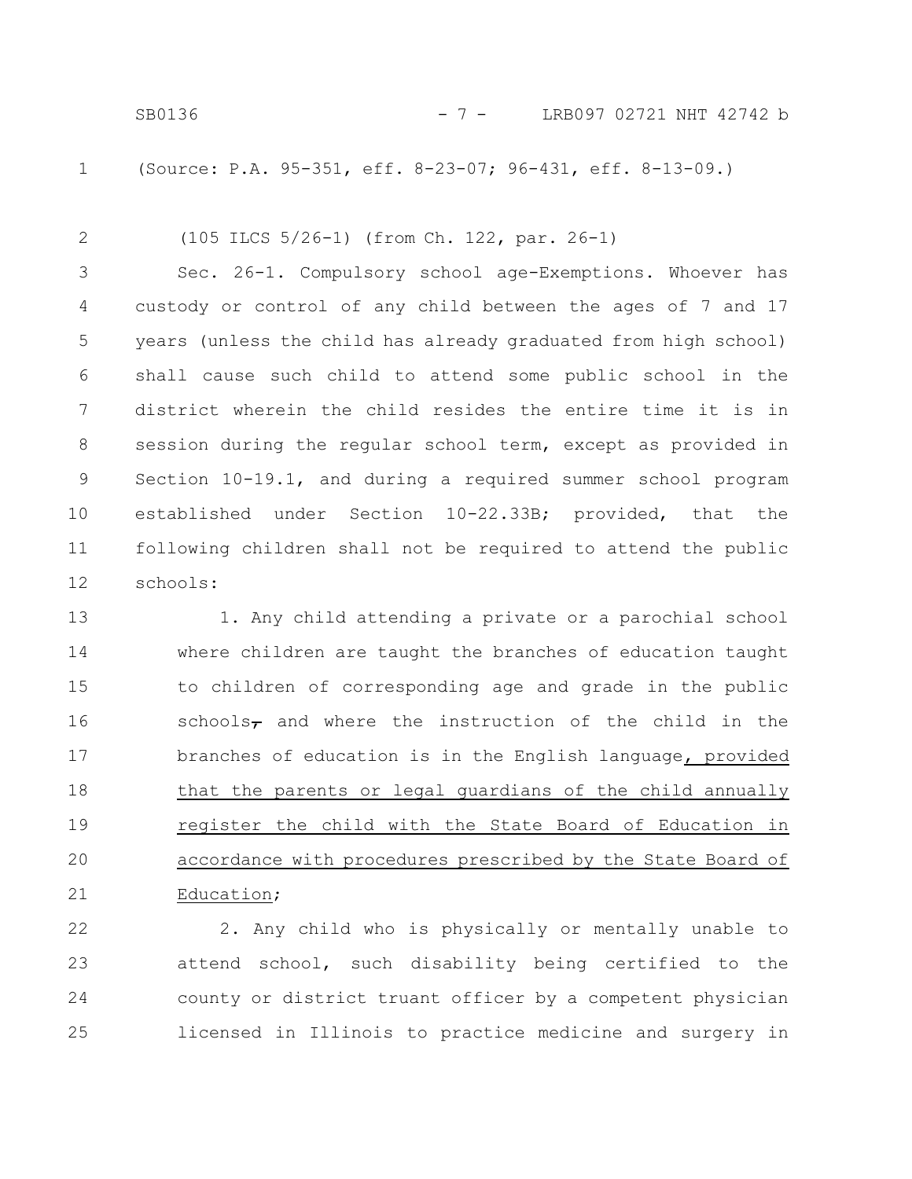(Source: P.A. 95-351, eff. 8-23-07; 96-431, eff. 8-13-09.)

(105 ILCS 5/26-1) (from Ch. 122, par. 26-1)

Sec. 26-1. Compulsory school age-Exemptions. Whoever has custody or control of any child between the ages of 7 and 17 years (unless the child has already graduated from high school) shall cause such child to attend some public school in the district wherein the child resides the entire time it is in session during the regular school term, except as provided in Section 10-19.1, and during a required summer school program established under Section 10-22.33B; provided, that the following children shall not be required to attend the public schools:

1. Any child attending a private or a parochial school where children are taught the branches of education taught to children of corresponding age and grade in the public schools, and where the instruction of the child in the branches of education is in the English language, provided that the parents or legal guardians of the child annually register the child with the State Board of Education in accordance with procedures prescribed by the State Board of Education;

2. Any child who is physically or mentally unable to attend school, such disability being certified to the county or district truant officer by a competent physician licensed in Illinois to practice medicine and surgery in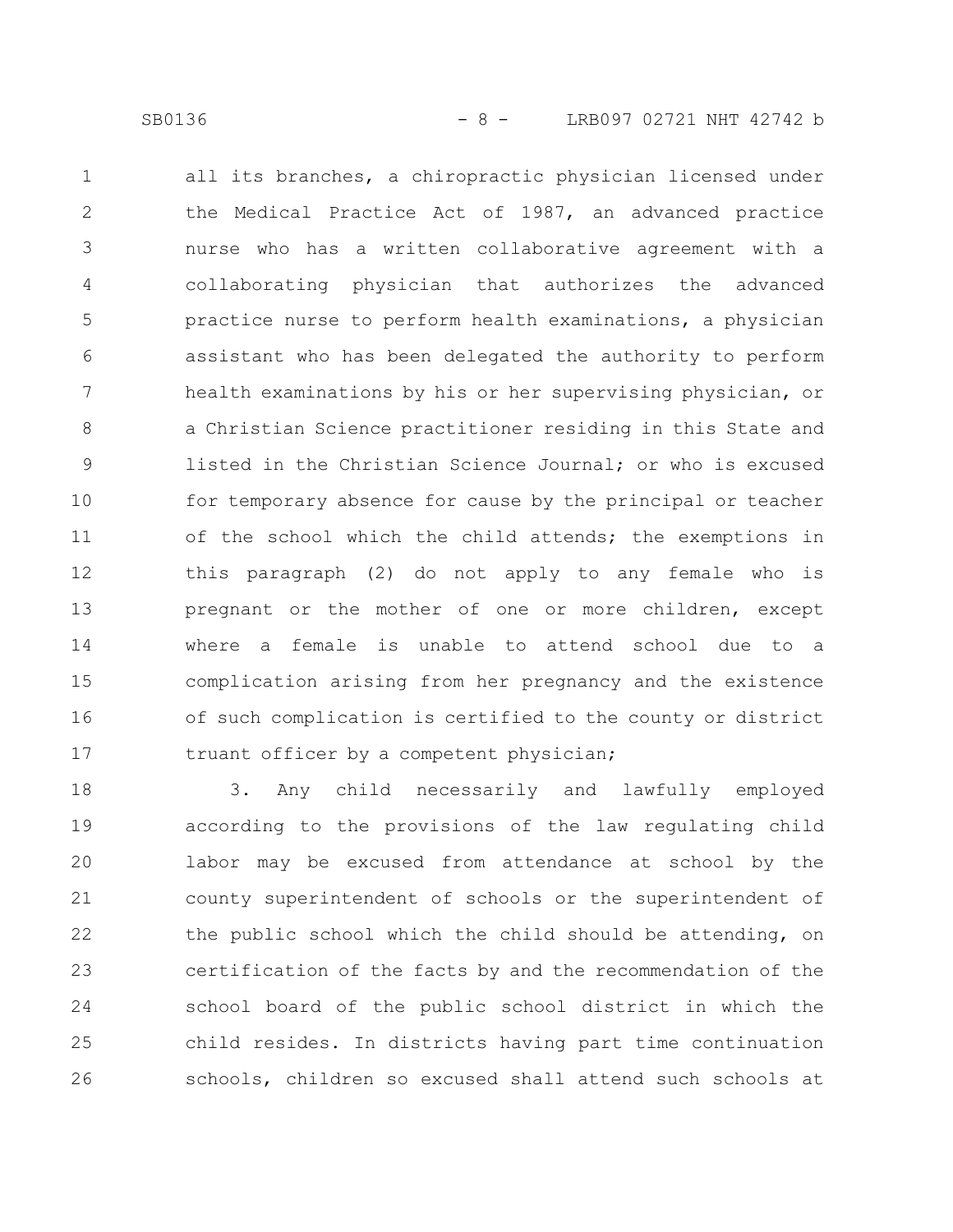all its branches, a chiropractic physician licensed under the Medical Practice Act of 1987, an advanced practice nurse who has a written collaborative agreement with a collaborating physician that authorizes the advanced practice nurse to perform health examinations, a physician assistant who has been delegated the authority to perform health examinations by his or her supervising physician, or a Christian Science practitioner residing in this State and listed in the Christian Science Journal; or who is excused for temporary absence for cause by the principal or teacher of the school which the child attends; the exemptions in this paragraph (2) do not apply to any female who is pregnant or the mother of one or more children, except where a female is unable to attend school due to a complication arising from her pregnancy and the existence of such complication is certified to the county or district truant officer by a competent physician;

3. Any child necessarily and lawfully employed according to the provisions of the law regulating child labor may be excused from attendance at school by the county superintendent of schools or the superintendent of the public school which the child should be attending, on certification of the facts by and the recommendation of the school board of the public school district in which the child resides. In districts having part time continuation schools, children so excused shall attend such schools at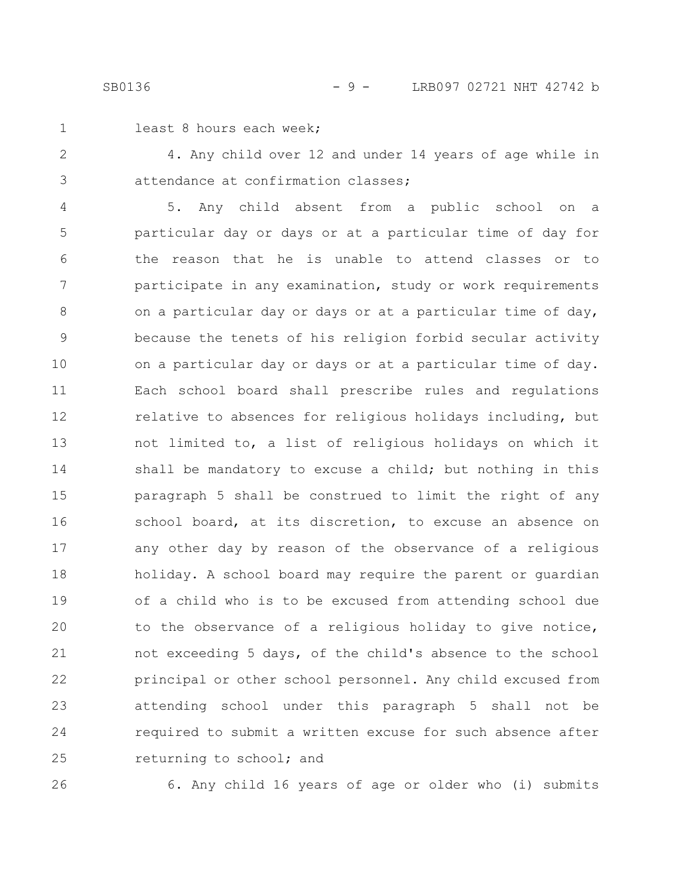least 8 hours each week;

4. Any child over 12 and under 14 years of age while in attendance at confirmation classes;

5. Any child absent from a public school on a particular day or days or at a particular time of day for the reason that he is unable to attend classes or to participate in any examination, study or work requirements on a particular day or days or at a particular time of day, because the tenets of his religion forbid secular activity on a particular day or days or at a particular time of day. Each school board shall prescribe rules and regulations relative to absences for religious holidays including, but not limited to, a list of religious holidays on which it shall be mandatory to excuse a child; but nothing in this paragraph 5 shall be construed to limit the right of any school board, at its discretion, to excuse an absence on any other day by reason of the observance of a religious holiday. A school board may require the parent or guardian of a child who is to be excused from attending school due to the observance of a religious holiday to give notice, not exceeding 5 days, of the child's absence to the school principal or other school personnel. Any child excused from attending school under this paragraph 5 shall not be required to submit a written excuse for such absence after returning to school; and

6. Any child 16 years of age or older who (i) submits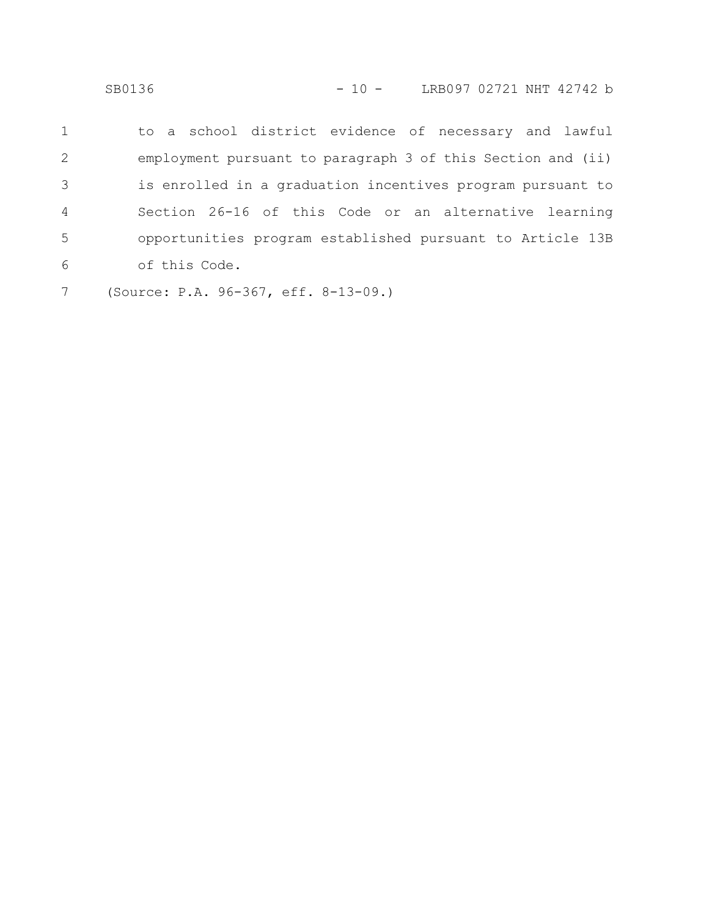to a school district evidence of necessary and lawful employment pursuant to paragraph 3 of this Section and (ii) is enrolled in a graduation incentives program pursuant to Section 26-16 of this Code or an alternative learning opportunities program established pursuant to Article 13B of this Code.

(Source: P.A. 96-367, eff. 8-13-09.)